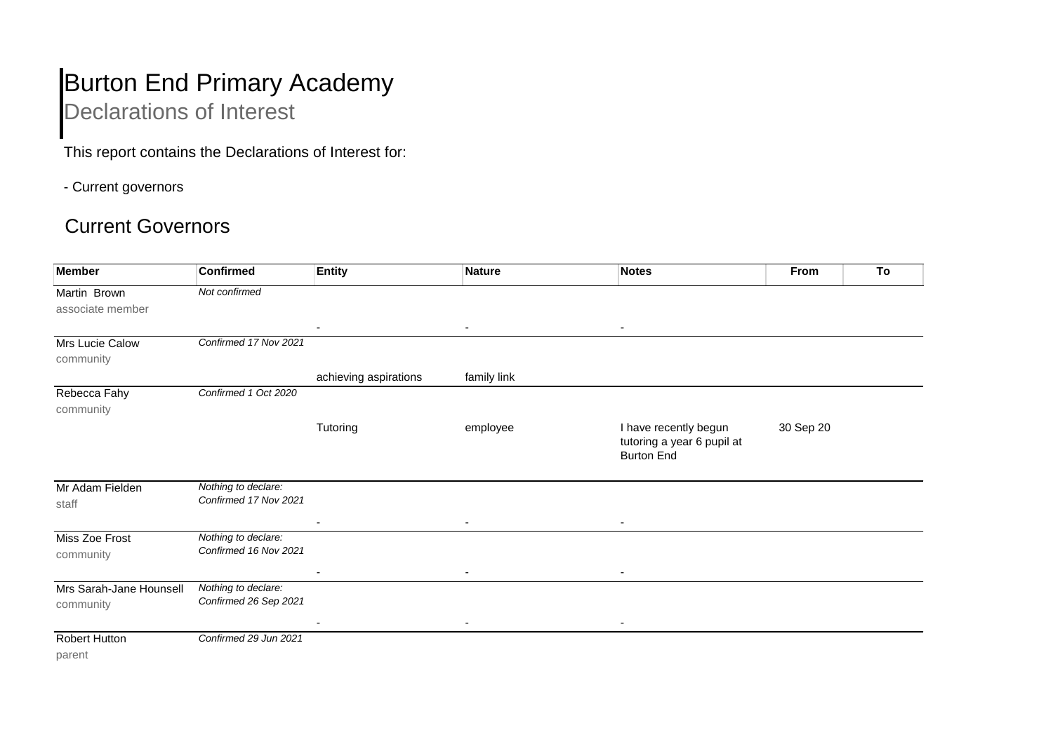# Burton End Primary Academy

## Declarations of Interest

This report contains the Declarations of Interest for:

- Current governors

## Current Governors

| Member | Confirmed | Entity | Nature | Notes | From | To |
|---|---|---|---|---|---|---|
| Martin Brown<br>associate member | *Not confirmed* | - | - | - | | |
| Mrs Lucie Calow<br>community | *Confirmed 17 Nov 2021* | achieving aspirations | family link | | | |
| Rebecca Fahy<br>community | *Confirmed 1 Oct 2020* | Tutoring | employee | I have recently begun tutoring a year 6 pupil at Burton End | 30 Sep 20 | |
| Mr Adam Fielden<br>staff | *Nothing to declare: Confirmed 17 Nov 2021* | - | - | - | | |
| Miss Zoe Frost<br>community | *Nothing to declare: Confirmed 16 Nov 2021* | - | - | - | | |
| Mrs Sarah-Jane Hounsell<br>community | *Nothing to declare: Confirmed 26 Sep 2021* | - | - | - | | |
| Robert Hutton<br>parent | *Confirmed 29 Jun 2021* | | | | | |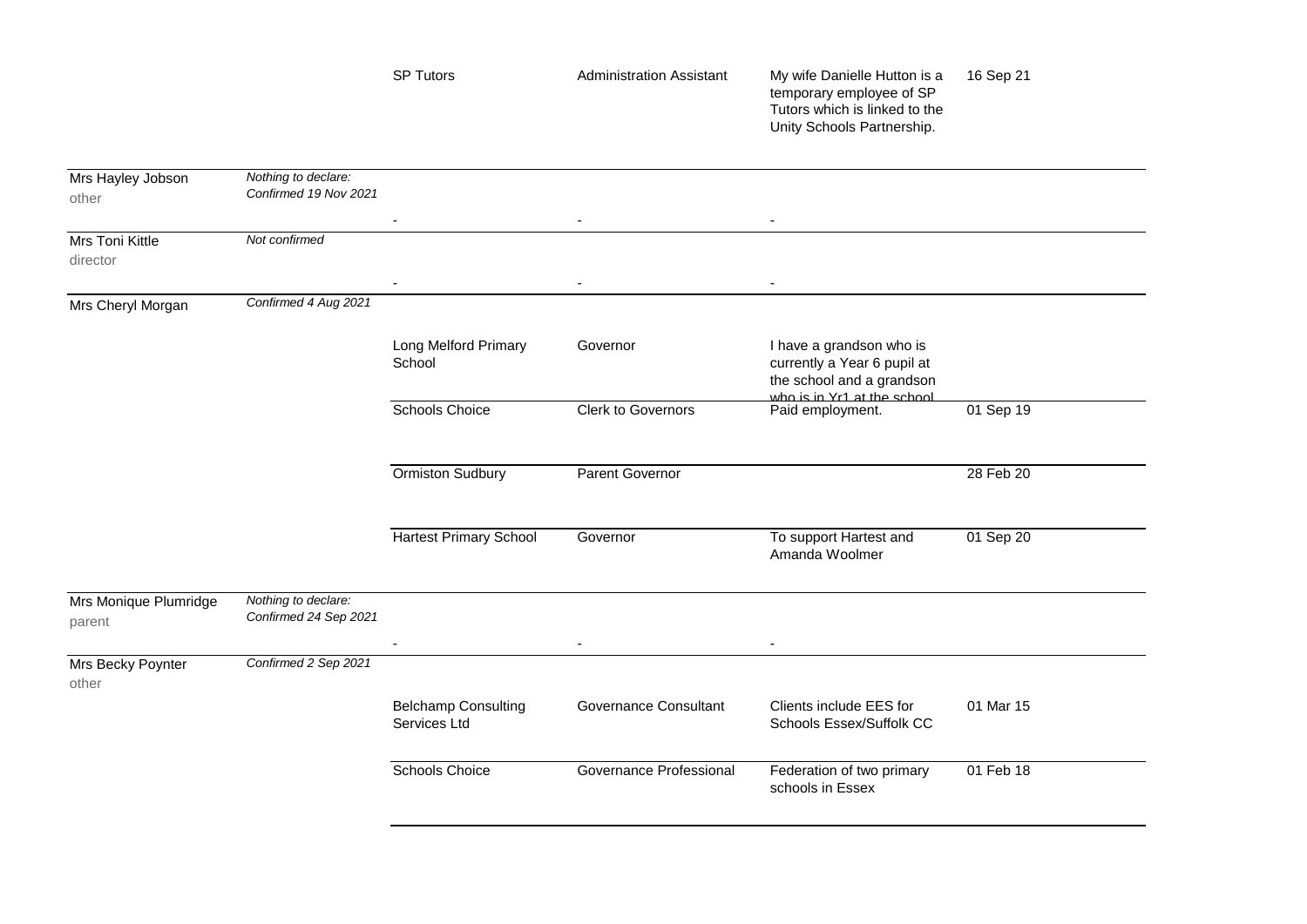| | | | | | |
|---|---|---|---|---|---|
| | | SP Tutors | Administration Assistant | My wife Danielle Hutton is a temporary employee of SP Tutors which is linked to the Unity Schools Partnership. | 16 Sep 21 |
| Mrs Hayley Jobson<br>other | *Nothing to declare: Confirmed 19 Nov 2021* | - | - | - | |
| Mrs Toni Kittle<br>director | *Not confirmed* | - | - | - | |
| Mrs Cheryl Morgan | *Confirmed 4 Aug 2021* | Long Melford Primary School | Governor | I have a grandson who is currently a Year 6 pupil at the school and a grandson who is in Yr1 at the school | |
| | | Schools Choice | Clerk to Governors | Paid employment. | 01 Sep 19 |
| | | Ormiston Sudbury | Parent Governor | | 28 Feb 20 |
| | | Hartest Primary School | Governor | To support Hartest and Amanda Woolmer | 01 Sep 20 |
| Mrs Monique Plumridge<br>parent | *Nothing to declare: Confirmed 24 Sep 2021* | - | - | - | |
| Mrs Becky Poynter<br>other | *Confirmed 2 Sep 2021* | Belchamp Consulting Services Ltd | Governance Consultant | Clients include EES for Schools Essex/Suffolk CC | 01 Mar 15 |
| | | Schools Choice | Governance Professional | Federation of two primary schools in Essex | 01 Feb 18 |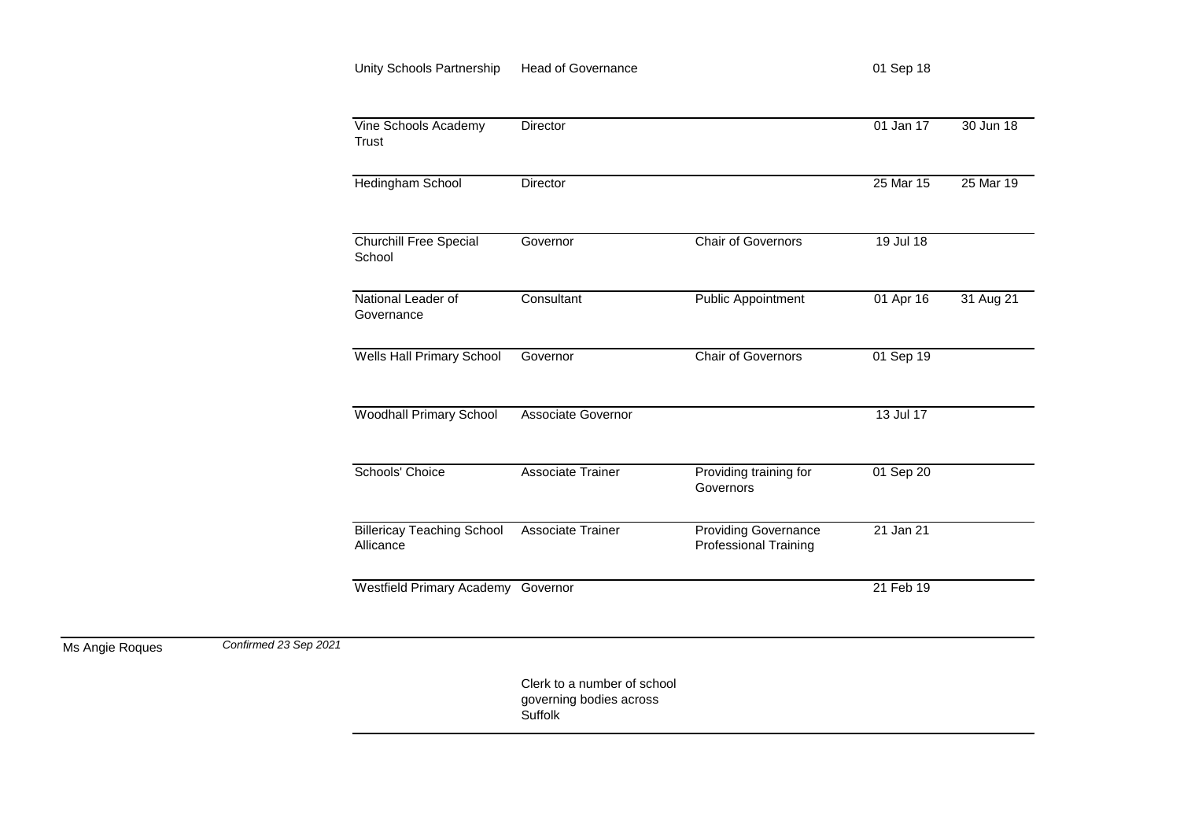| | | | | | | |
|---|---|---|---|---|---|---|
| | | Unity Schools Partnership | Head of Governance | | 01 Sep 18 | |
| | | Vine Schools Academy Trust | Director | | 01 Jan 17 | 30 Jun 18 |
| | | Hedingham School | Director | | 25 Mar 15 | 25 Mar 19 |
| | | Churchill Free Special School | Governor | Chair of Governors | 19 Jul 18 | |
| | | National Leader of Governance | Consultant | Public Appointment | 01 Apr 16 | 31 Aug 21 |
| | | Wells Hall Primary School | Governor | Chair of Governors | 01 Sep 19 | |
| | | Woodhall Primary School | Associate Governor | | 13 Jul 17 | |
| | | Schools' Choice | Associate Trainer | Providing training for Governors | 01 Sep 20 | |
| | | Billericay Teaching School Allicance | Associate Trainer | Providing Governance Professional Training | 21 Jan 21 | |
| | | Westfield Primary Academy | Governor | | 21 Feb 19 | |
| Ms Angie Roques | *Confirmed 23 Sep 2021* | | | | | |
| | | | Clerk to a number of school governing bodies across Suffolk | | | |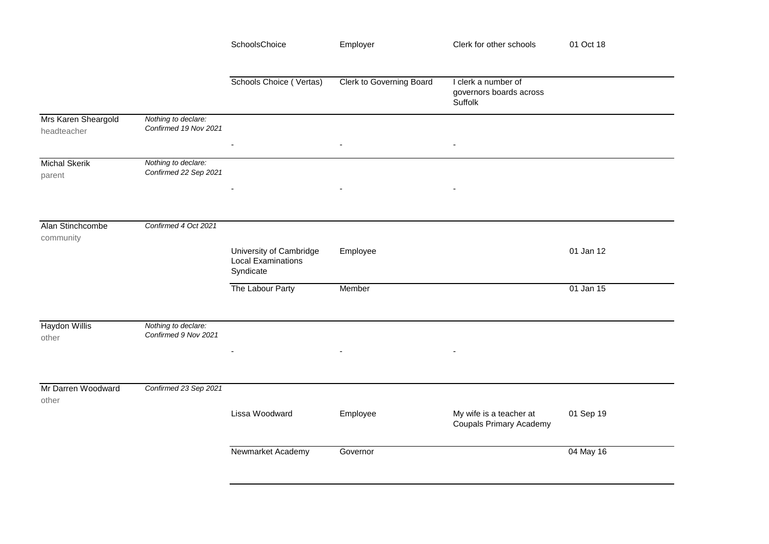| | | | | | |
|---|---|---|---|---|---|
| | | SchoolsChoice | Employer | Clerk for other schools | 01 Oct 18 |
| | | Schools Choice ( Vertas) | Clerk to Governing Board | I clerk a number of governors boards across Suffolk | |
| Mrs Karen Sheargold<br>headteacher | *Nothing to declare: Confirmed 19 Nov 2021* | - | - | - | |
| Michal Skerik<br>parent | *Nothing to declare: Confirmed 22 Sep 2021* | - | - | - | |
| Alan Stinchcombe<br>community | *Confirmed 4 Oct 2021* | | | | |
| | | University of Cambridge Local Examinations Syndicate | Employee | | 01 Jan 12 |
| | | The Labour Party | Member | | 01 Jan 15 |
| Haydon Willis<br>other | *Nothing to declare: Confirmed 9 Nov 2021* | - | - | - | |
| Mr Darren Woodward<br>other | *Confirmed 23 Sep 2021* | | | | |
| | | Lissa Woodward | Employee | My wife is a teacher at Coupals Primary Academy | 01 Sep 19 |
| | | Newmarket Academy | Governor | | 04 May 16 |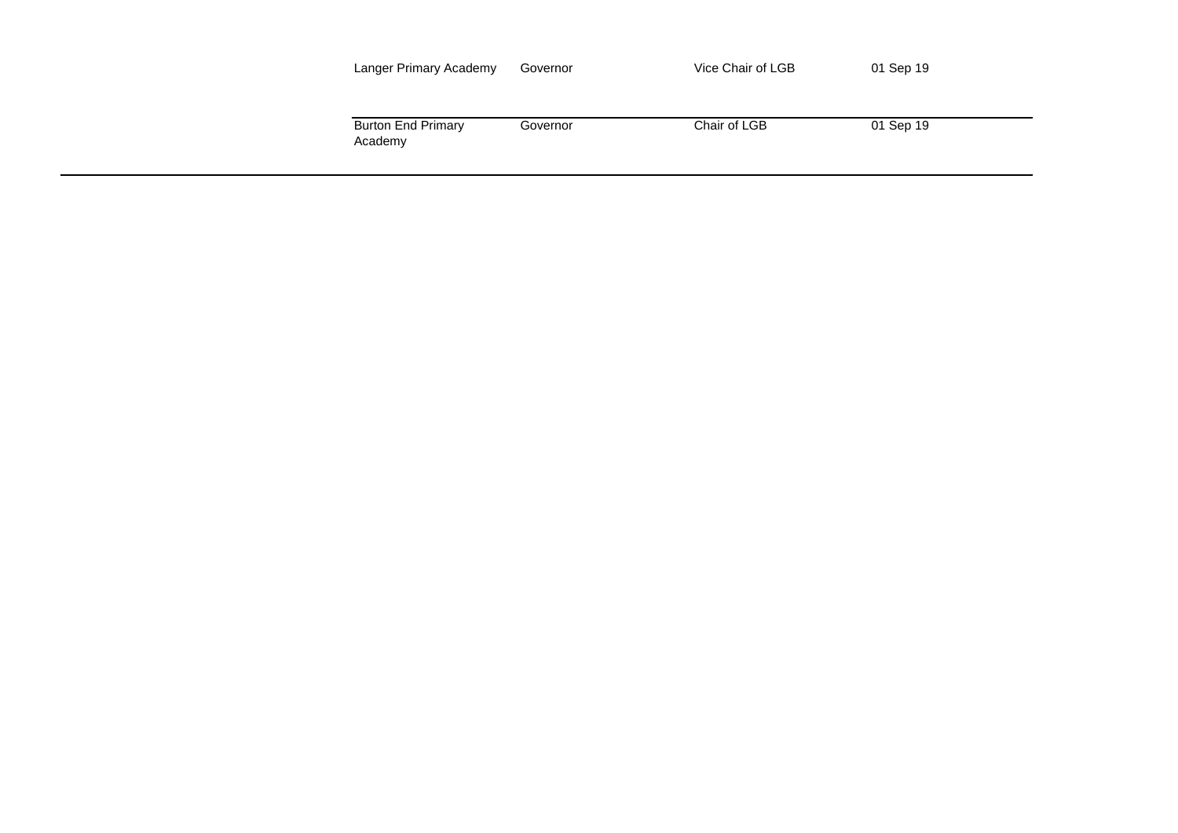| | | | |
|---|---|---|---|
| Langer Primary Academy | Governor | Vice Chair of LGB | 01 Sep 19 |
| Burton End Primary Academy | Governor | Chair of LGB | 01 Sep 19 |